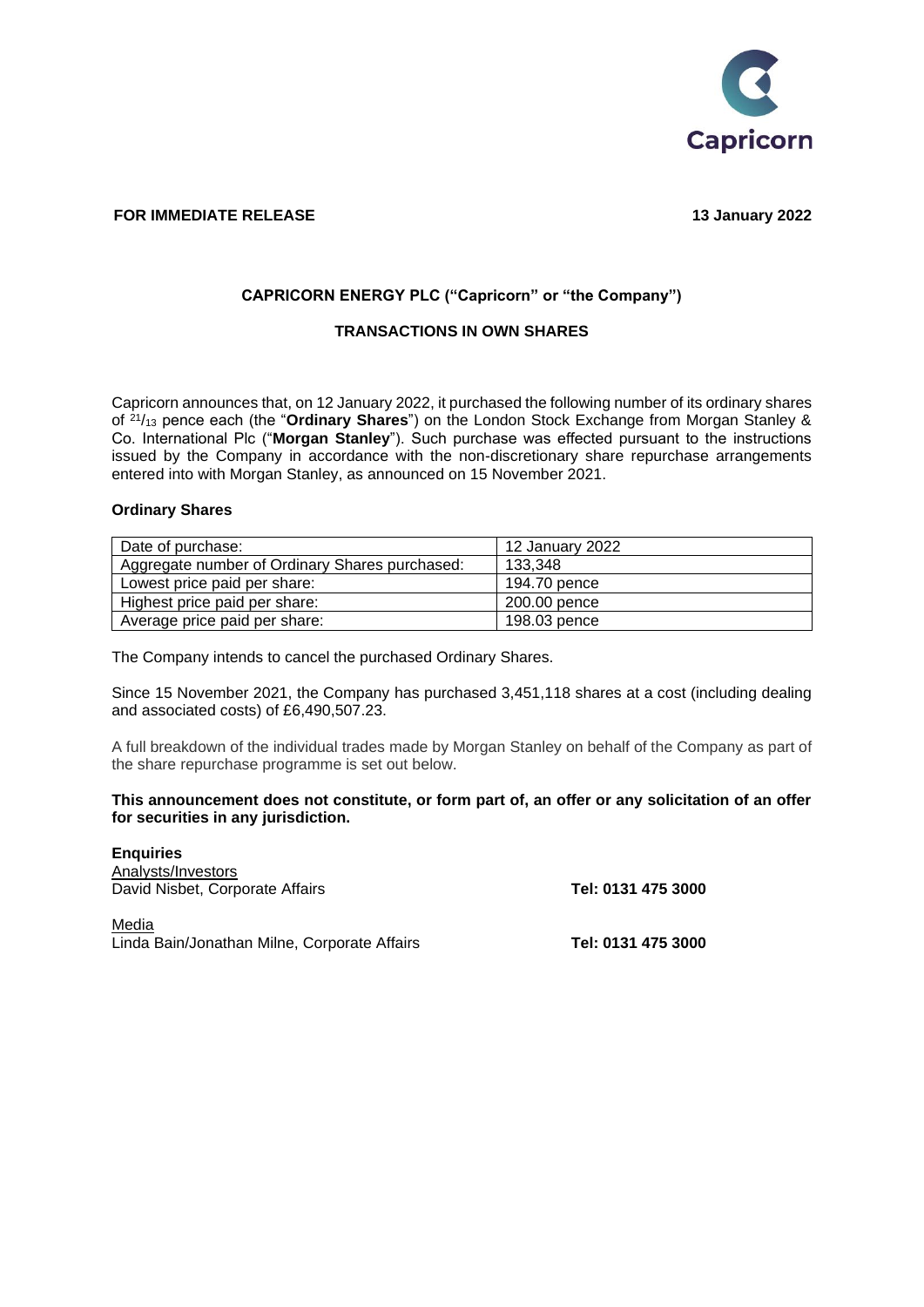Capricorn

**FOR IMMEDIATE RELEASE** **13 January 2022**

**CAPRICORN ENERGY PLC ("Capricorn" or "the Company")**

**TRANSACTIONS IN OWN SHARES**

Capricorn announces that, on 12 January 2022, it purchased the following number of its ordinary shares of $^{21}/_{13}$ pence each (the "**Ordinary Shares**") on the London Stock Exchange from Morgan Stanley & Co. International Plc ("**Morgan Stanley**"). Such purchase was effected pursuant to the instructions issued by the Company in accordance with the non-discretionary share repurchase arrangements entered into with Morgan Stanley, as announced on 15 November 2021.

**Ordinary Shares**

| | |
|---|---|
| Date of purchase: | 12 January 2022 |
| Aggregate number of Ordinary Shares purchased: | 133,348 |
| Lowest price paid per share: | 194.70 pence |
| Highest price paid per share: | 200.00 pence |
| Average price paid per share: | 198.03 pence |

The Company intends to cancel the purchased Ordinary Shares.

Since 15 November 2021, the Company has purchased 3,451,118 shares at a cost (including dealing and associated costs) of £6,490,507.23.

A full breakdown of the individual trades made by Morgan Stanley on behalf of the Company as part of the share repurchase programme is set out below.

**This announcement does not constitute, or form part of, an offer or any solicitation of an offer for securities in any jurisdiction.**

**Enquiries**

Analysts/Investors
David Nisbet, Corporate Affairs **Tel: 0131 475 3000**

Media
Linda Bain/Jonathan Milne, Corporate Affairs **Tel: 0131 475 3000**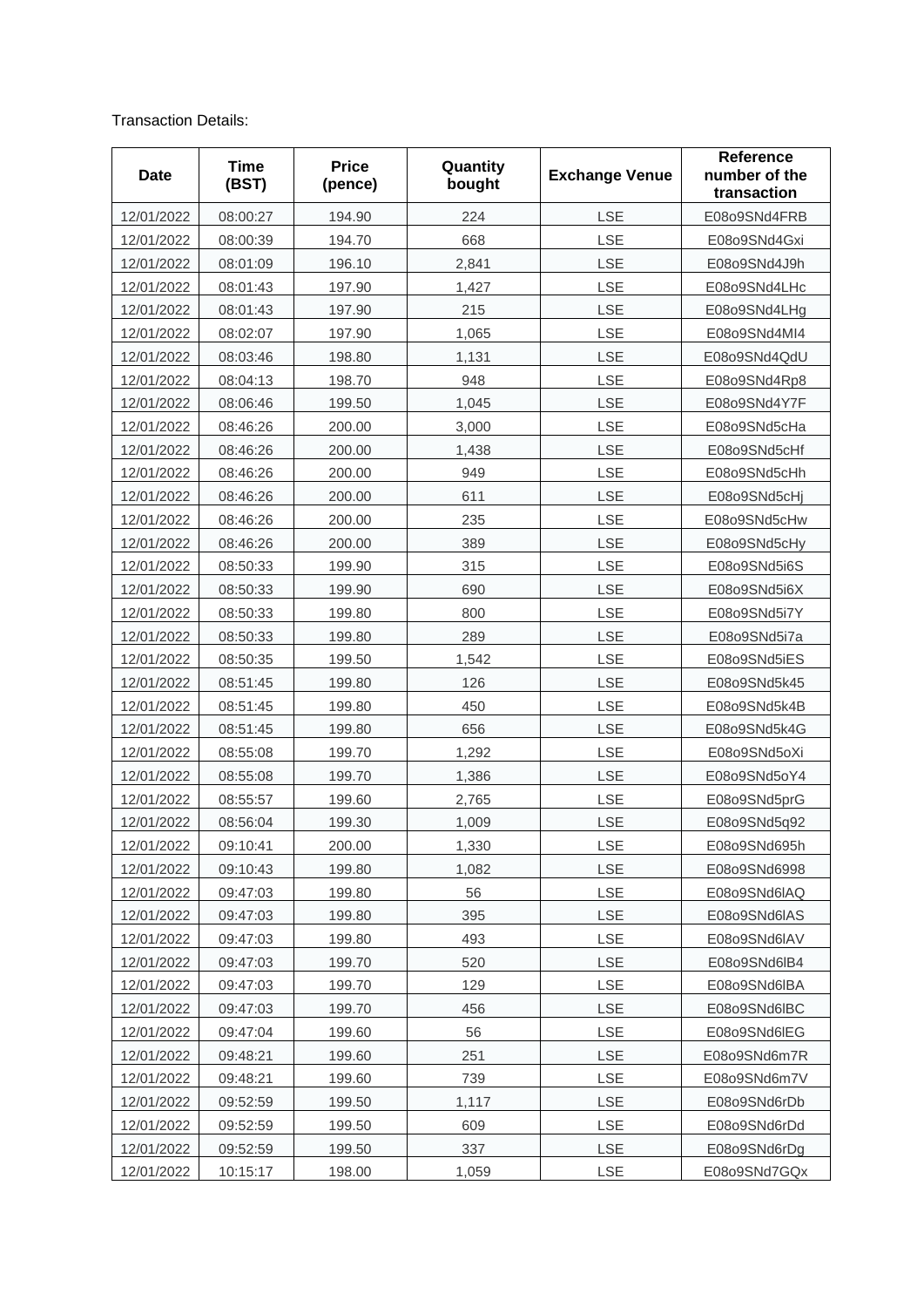Transaction Details:

| Date | Time (BST) | Price (pence) | Quantity bought | Exchange Venue | Reference number of the transaction |
|---|---|---|---|---|---|
| 12/01/2022 | 08:00:27 | 194.90 | 224 | LSE | E08o9SNd4FRB |
| 12/01/2022 | 08:00:39 | 194.70 | 668 | LSE | E08o9SNd4Gxi |
| 12/01/2022 | 08:01:09 | 196.10 | 2,841 | LSE | E08o9SNd4J9h |
| 12/01/2022 | 08:01:43 | 197.90 | 1,427 | LSE | E08o9SNd4LHc |
| 12/01/2022 | 08:01:43 | 197.90 | 215 | LSE | E08o9SNd4LHg |
| 12/01/2022 | 08:02:07 | 197.90 | 1,065 | LSE | E08o9SNd4MI4 |
| 12/01/2022 | 08:03:46 | 198.80 | 1,131 | LSE | E08o9SNd4QdU |
| 12/01/2022 | 08:04:13 | 198.70 | 948 | LSE | E08o9SNd4Rp8 |
| 12/01/2022 | 08:06:46 | 199.50 | 1,045 | LSE | E08o9SNd4Y7F |
| 12/01/2022 | 08:46:26 | 200.00 | 3,000 | LSE | E08o9SNd5cHa |
| 12/01/2022 | 08:46:26 | 200.00 | 1,438 | LSE | E08o9SNd5cHf |
| 12/01/2022 | 08:46:26 | 200.00 | 949 | LSE | E08o9SNd5cHh |
| 12/01/2022 | 08:46:26 | 200.00 | 611 | LSE | E08o9SNd5cHj |
| 12/01/2022 | 08:46:26 | 200.00 | 235 | LSE | E08o9SNd5cHw |
| 12/01/2022 | 08:46:26 | 200.00 | 389 | LSE | E08o9SNd5cHy |
| 12/01/2022 | 08:50:33 | 199.90 | 315 | LSE | E08o9SNd5i6S |
| 12/01/2022 | 08:50:33 | 199.90 | 690 | LSE | E08o9SNd5i6X |
| 12/01/2022 | 08:50:33 | 199.80 | 800 | LSE | E08o9SNd5i7Y |
| 12/01/2022 | 08:50:33 | 199.80 | 289 | LSE | E08o9SNd5i7a |
| 12/01/2022 | 08:50:35 | 199.50 | 1,542 | LSE | E08o9SNd5iES |
| 12/01/2022 | 08:51:45 | 199.80 | 126 | LSE | E08o9SNd5k45 |
| 12/01/2022 | 08:51:45 | 199.80 | 450 | LSE | E08o9SNd5k4B |
| 12/01/2022 | 08:51:45 | 199.80 | 656 | LSE | E08o9SNd5k4G |
| 12/01/2022 | 08:55:08 | 199.70 | 1,292 | LSE | E08o9SNd5oXi |
| 12/01/2022 | 08:55:08 | 199.70 | 1,386 | LSE | E08o9SNd5oY4 |
| 12/01/2022 | 08:55:57 | 199.60 | 2,765 | LSE | E08o9SNd5prG |
| 12/01/2022 | 08:56:04 | 199.30 | 1,009 | LSE | E08o9SNd5q92 |
| 12/01/2022 | 09:10:41 | 200.00 | 1,330 | LSE | E08o9SNd695h |
| 12/01/2022 | 09:10:43 | 199.80 | 1,082 | LSE | E08o9SNd6998 |
| 12/01/2022 | 09:47:03 | 199.80 | 56 | LSE | E08o9SNd6lAQ |
| 12/01/2022 | 09:47:03 | 199.80 | 395 | LSE | E08o9SNd6lAS |
| 12/01/2022 | 09:47:03 | 199.80 | 493 | LSE | E08o9SNd6lAV |
| 12/01/2022 | 09:47:03 | 199.70 | 520 | LSE | E08o9SNd6lB4 |
| 12/01/2022 | 09:47:03 | 199.70 | 129 | LSE | E08o9SNd6lBA |
| 12/01/2022 | 09:47:03 | 199.70 | 456 | LSE | E08o9SNd6lBC |
| 12/01/2022 | 09:47:04 | 199.60 | 56 | LSE | E08o9SNd6lEG |
| 12/01/2022 | 09:48:21 | 199.60 | 251 | LSE | E08o9SNd6m7R |
| 12/01/2022 | 09:48:21 | 199.60 | 739 | LSE | E08o9SNd6m7V |
| 12/01/2022 | 09:52:59 | 199.50 | 1,117 | LSE | E08o9SNd6rDb |
| 12/01/2022 | 09:52:59 | 199.50 | 609 | LSE | E08o9SNd6rDd |
| 12/01/2022 | 09:52:59 | 199.50 | 337 | LSE | E08o9SNd6rDg |
| 12/01/2022 | 10:15:17 | 198.00 | 1,059 | LSE | E08o9SNd7GQx |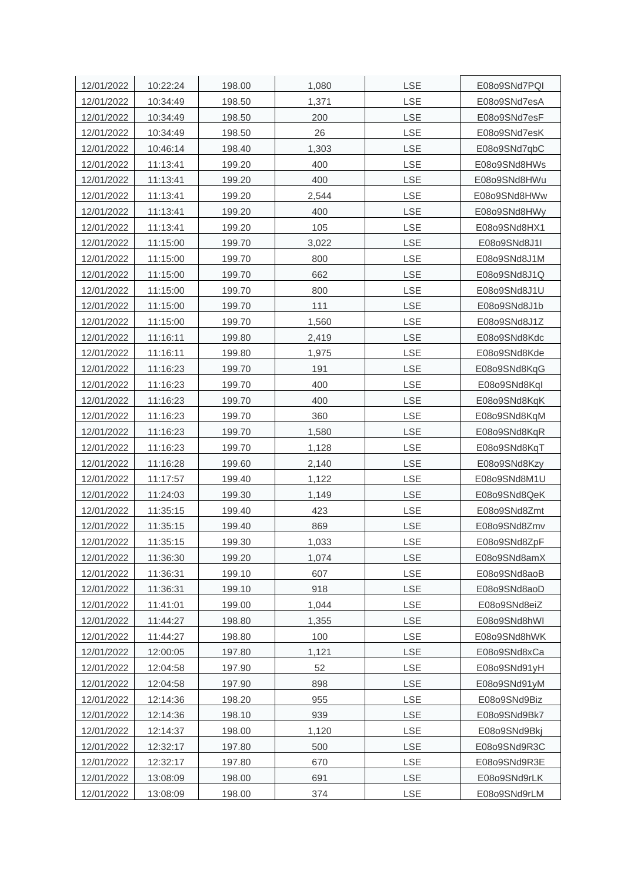| 12/01/2022 | 10:22:24 | 198.00 | 1,080 | LSE | E08o9SNd7PQI |
|---|---|---|---|---|---|
| 12/01/2022 | 10:34:49 | 198.50 | 1,371 | LSE | E08o9SNd7esA |
| 12/01/2022 | 10:34:49 | 198.50 | 200 | LSE | E08o9SNd7esF |
| 12/01/2022 | 10:34:49 | 198.50 | 26 | LSE | E08o9SNd7esK |
| 12/01/2022 | 10:46:14 | 198.40 | 1,303 | LSE | E08o9SNd7qbC |
| 12/01/2022 | 11:13:41 | 199.20 | 400 | LSE | E08o9SNd8HWs |
| 12/01/2022 | 11:13:41 | 199.20 | 400 | LSE | E08o9SNd8HWu |
| 12/01/2022 | 11:13:41 | 199.20 | 2,544 | LSE | E08o9SNd8HWw |
| 12/01/2022 | 11:13:41 | 199.20 | 400 | LSE | E08o9SNd8HWy |
| 12/01/2022 | 11:13:41 | 199.20 | 105 | LSE | E08o9SNd8HX1 |
| 12/01/2022 | 11:15:00 | 199.70 | 3,022 | LSE | E08o9SNd8J1I |
| 12/01/2022 | 11:15:00 | 199.70 | 800 | LSE | E08o9SNd8J1M |
| 12/01/2022 | 11:15:00 | 199.70 | 662 | LSE | E08o9SNd8J1Q |
| 12/01/2022 | 11:15:00 | 199.70 | 800 | LSE | E08o9SNd8J1U |
| 12/01/2022 | 11:15:00 | 199.70 | 111 | LSE | E08o9SNd8J1b |
| 12/01/2022 | 11:15:00 | 199.70 | 1,560 | LSE | E08o9SNd8J1Z |
| 12/01/2022 | 11:16:11 | 199.80 | 2,419 | LSE | E08o9SNd8Kdc |
| 12/01/2022 | 11:16:11 | 199.80 | 1,975 | LSE | E08o9SNd8Kde |
| 12/01/2022 | 11:16:23 | 199.70 | 191 | LSE | E08o9SNd8KqG |
| 12/01/2022 | 11:16:23 | 199.70 | 400 | LSE | E08o9SNd8KqI |
| 12/01/2022 | 11:16:23 | 199.70 | 400 | LSE | E08o9SNd8KqK |
| 12/01/2022 | 11:16:23 | 199.70 | 360 | LSE | E08o9SNd8KqM |
| 12/01/2022 | 11:16:23 | 199.70 | 1,580 | LSE | E08o9SNd8KqR |
| 12/01/2022 | 11:16:23 | 199.70 | 1,128 | LSE | E08o9SNd8KqT |
| 12/01/2022 | 11:16:28 | 199.60 | 2,140 | LSE | E08o9SNd8Kzy |
| 12/01/2022 | 11:17:57 | 199.40 | 1,122 | LSE | E08o9SNd8M1U |
| 12/01/2022 | 11:24:03 | 199.30 | 1,149 | LSE | E08o9SNd8QeK |
| 12/01/2022 | 11:35:15 | 199.40 | 423 | LSE | E08o9SNd8Zmt |
| 12/01/2022 | 11:35:15 | 199.40 | 869 | LSE | E08o9SNd8Zmv |
| 12/01/2022 | 11:35:15 | 199.30 | 1,033 | LSE | E08o9SNd8ZpF |
| 12/01/2022 | 11:36:30 | 199.20 | 1,074 | LSE | E08o9SNd8amX |
| 12/01/2022 | 11:36:31 | 199.10 | 607 | LSE | E08o9SNd8aoB |
| 12/01/2022 | 11:36:31 | 199.10 | 918 | LSE | E08o9SNd8aoD |
| 12/01/2022 | 11:41:01 | 199.00 | 1,044 | LSE | E08o9SNd8eiZ |
| 12/01/2022 | 11:44:27 | 198.80 | 1,355 | LSE | E08o9SNd8hWI |
| 12/01/2022 | 11:44:27 | 198.80 | 100 | LSE | E08o9SNd8hWK |
| 12/01/2022 | 12:00:05 | 197.80 | 1,121 | LSE | E08o9SNd8xCa |
| 12/01/2022 | 12:04:58 | 197.90 | 52 | LSE | E08o9SNd91yH |
| 12/01/2022 | 12:04:58 | 197.90 | 898 | LSE | E08o9SNd91yM |
| 12/01/2022 | 12:14:36 | 198.20 | 955 | LSE | E08o9SNd9Biz |
| 12/01/2022 | 12:14:36 | 198.10 | 939 | LSE | E08o9SNd9Bk7 |
| 12/01/2022 | 12:14:37 | 198.00 | 1,120 | LSE | E08o9SNd9Bkj |
| 12/01/2022 | 12:32:17 | 197.80 | 500 | LSE | E08o9SNd9R3C |
| 12/01/2022 | 12:32:17 | 197.80 | 670 | LSE | E08o9SNd9R3E |
| 12/01/2022 | 13:08:09 | 198.00 | 691 | LSE | E08o9SNd9rLK |
| 12/01/2022 | 13:08:09 | 198.00 | 374 | LSE | E08o9SNd9rLM |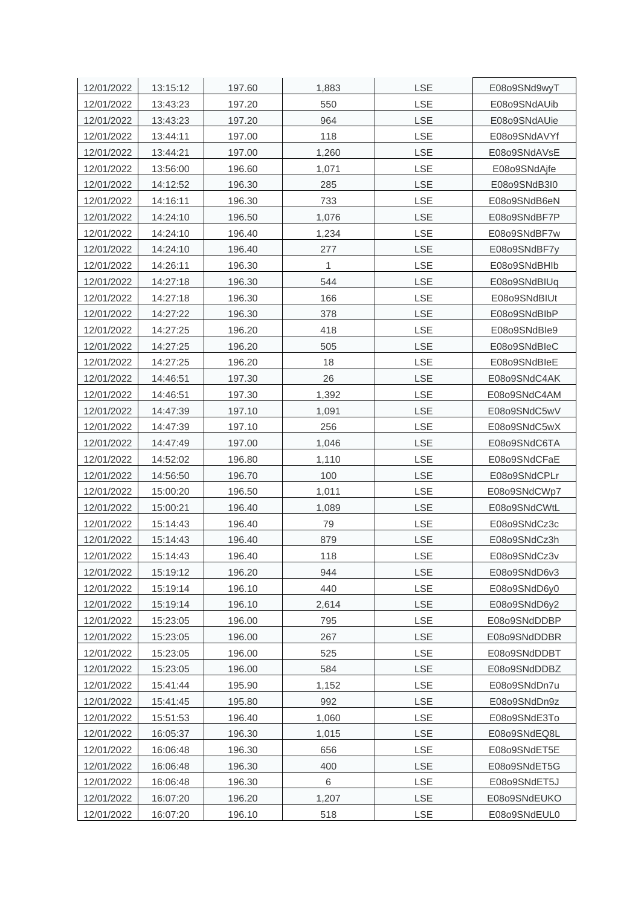| | | | | | |
|---|---|---|---|---|---|
| 12/01/2022 | 13:15:12 | 197.60 | 1,883 | LSE | E08o9SNd9wyT |
| 12/01/2022 | 13:43:23 | 197.20 | 550 | LSE | E08o9SNdAUib |
| 12/01/2022 | 13:43:23 | 197.20 | 964 | LSE | E08o9SNdAUie |
| 12/01/2022 | 13:44:11 | 197.00 | 118 | LSE | E08o9SNdAVYf |
| 12/01/2022 | 13:44:21 | 197.00 | 1,260 | LSE | E08o9SNdAVsE |
| 12/01/2022 | 13:56:00 | 196.60 | 1,071 | LSE | E08o9SNdAjfe |
| 12/01/2022 | 14:12:52 | 196.30 | 285 | LSE | E08o9SNdB3I0 |
| 12/01/2022 | 14:16:11 | 196.30 | 733 | LSE | E08o9SNdB6eN |
| 12/01/2022 | 14:24:10 | 196.50 | 1,076 | LSE | E08o9SNdBF7P |
| 12/01/2022 | 14:24:10 | 196.40 | 1,234 | LSE | E08o9SNdBF7w |
| 12/01/2022 | 14:24:10 | 196.40 | 277 | LSE | E08o9SNdBF7y |
| 12/01/2022 | 14:26:11 | 196.30 | 1 | LSE | E08o9SNdBHIb |
| 12/01/2022 | 14:27:18 | 196.30 | 544 | LSE | E08o9SNdBIUq |
| 12/01/2022 | 14:27:18 | 196.30 | 166 | LSE | E08o9SNdBIUt |
| 12/01/2022 | 14:27:22 | 196.30 | 378 | LSE | E08o9SNdBIbP |
| 12/01/2022 | 14:27:25 | 196.20 | 418 | LSE | E08o9SNdBIe9 |
| 12/01/2022 | 14:27:25 | 196.20 | 505 | LSE | E08o9SNdBIeC |
| 12/01/2022 | 14:27:25 | 196.20 | 18 | LSE | E08o9SNdBIeE |
| 12/01/2022 | 14:46:51 | 197.30 | 26 | LSE | E08o9SNdC4AK |
| 12/01/2022 | 14:46:51 | 197.30 | 1,392 | LSE | E08o9SNdC4AM |
| 12/01/2022 | 14:47:39 | 197.10 | 1,091 | LSE | E08o9SNdC5wV |
| 12/01/2022 | 14:47:39 | 197.10 | 256 | LSE | E08o9SNdC5wX |
| 12/01/2022 | 14:47:49 | 197.00 | 1,046 | LSE | E08o9SNdC6TA |
| 12/01/2022 | 14:52:02 | 196.80 | 1,110 | LSE | E08o9SNdCFaE |
| 12/01/2022 | 14:56:50 | 196.70 | 100 | LSE | E08o9SNdCPLr |
| 12/01/2022 | 15:00:20 | 196.50 | 1,011 | LSE | E08o9SNdCWp7 |
| 12/01/2022 | 15:00:21 | 196.40 | 1,089 | LSE | E08o9SNdCWtL |
| 12/01/2022 | 15:14:43 | 196.40 | 79 | LSE | E08o9SNdCz3c |
| 12/01/2022 | 15:14:43 | 196.40 | 879 | LSE | E08o9SNdCz3h |
| 12/01/2022 | 15:14:43 | 196.40 | 118 | LSE | E08o9SNdCz3v |
| 12/01/2022 | 15:19:12 | 196.20 | 944 | LSE | E08o9SNdD6v3 |
| 12/01/2022 | 15:19:14 | 196.10 | 440 | LSE | E08o9SNdD6y0 |
| 12/01/2022 | 15:19:14 | 196.10 | 2,614 | LSE | E08o9SNdD6y2 |
| 12/01/2022 | 15:23:05 | 196.00 | 795 | LSE | E08o9SNdDDBP |
| 12/01/2022 | 15:23:05 | 196.00 | 267 | LSE | E08o9SNdDDBR |
| 12/01/2022 | 15:23:05 | 196.00 | 525 | LSE | E08o9SNdDDBT |
| 12/01/2022 | 15:23:05 | 196.00 | 584 | LSE | E08o9SNdDDBZ |
| 12/01/2022 | 15:41:44 | 195.90 | 1,152 | LSE | E08o9SNdDn7u |
| 12/01/2022 | 15:41:45 | 195.80 | 992 | LSE | E08o9SNdDn9z |
| 12/01/2022 | 15:51:53 | 196.40 | 1,060 | LSE | E08o9SNdE3To |
| 12/01/2022 | 16:05:37 | 196.30 | 1,015 | LSE | E08o9SNdEQ8L |
| 12/01/2022 | 16:06:48 | 196.30 | 656 | LSE | E08o9SNdET5E |
| 12/01/2022 | 16:06:48 | 196.30 | 400 | LSE | E08o9SNdET5G |
| 12/01/2022 | 16:06:48 | 196.30 | 6 | LSE | E08o9SNdET5J |
| 12/01/2022 | 16:07:20 | 196.20 | 1,207 | LSE | E08o9SNdEUKO |
| 12/01/2022 | 16:07:20 | 196.10 | 518 | LSE | E08o9SNdEUL0 |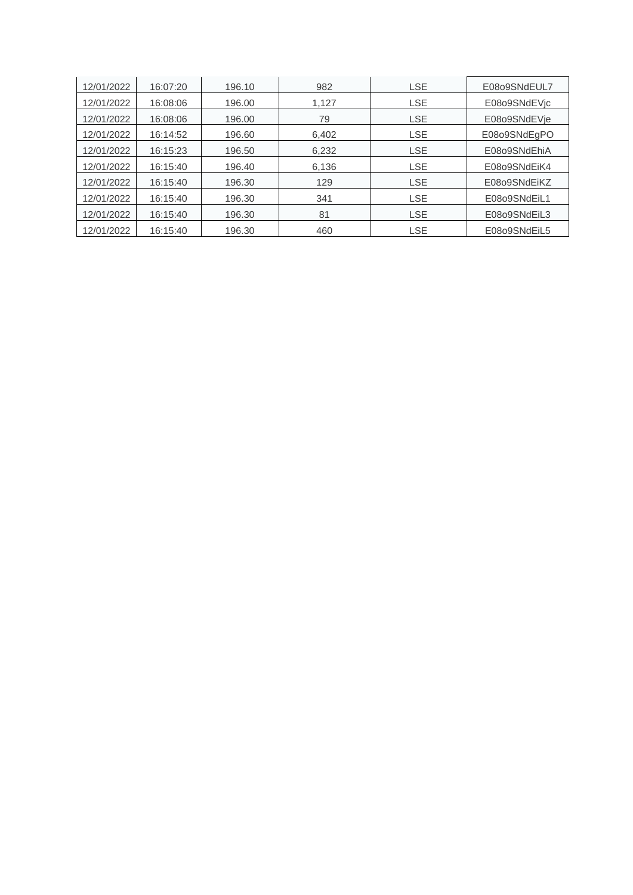| | | | | | |
|---|---|---|---|---|---|
| 12/01/2022 | 16:07:20 | 196.10 | 982 | LSE | E08o9SNdEUL7 |
| 12/01/2022 | 16:08:06 | 196.00 | 1,127 | LSE | E08o9SNdEVjc |
| 12/01/2022 | 16:08:06 | 196.00 | 79 | LSE | E08o9SNdEVje |
| 12/01/2022 | 16:14:52 | 196.60 | 6,402 | LSE | E08o9SNdEgPO |
| 12/01/2022 | 16:15:23 | 196.50 | 6,232 | LSE | E08o9SNdEhiA |
| 12/01/2022 | 16:15:40 | 196.40 | 6,136 | LSE | E08o9SNdEiK4 |
| 12/01/2022 | 16:15:40 | 196.30 | 129 | LSE | E08o9SNdEiKZ |
| 12/01/2022 | 16:15:40 | 196.30 | 341 | LSE | E08o9SNdEiL1 |
| 12/01/2022 | 16:15:40 | 196.30 | 81 | LSE | E08o9SNdEiL3 |
| 12/01/2022 | 16:15:40 | 196.30 | 460 | LSE | E08o9SNdEiL5 |